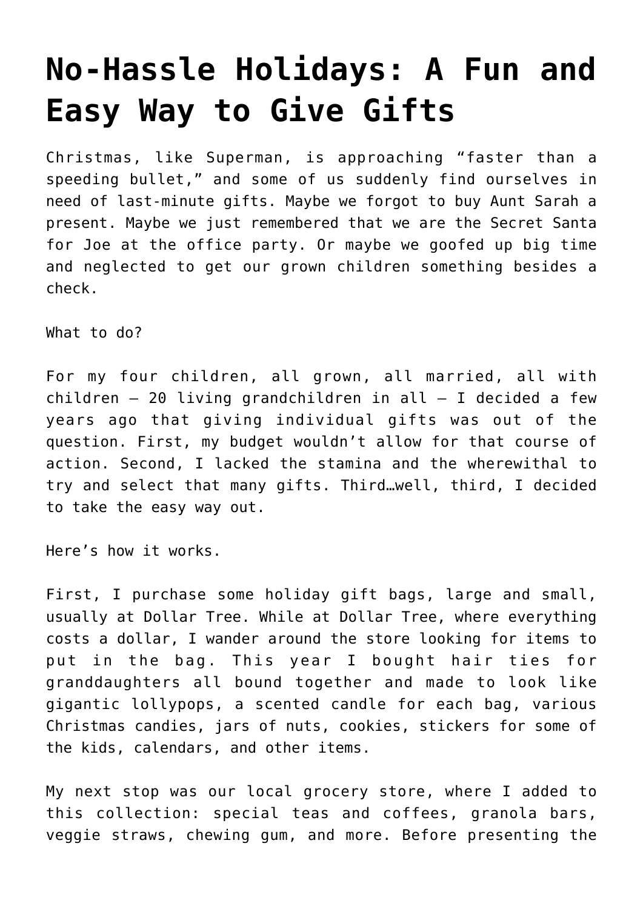# No-Hassle Holidays: A Fun and Easy Way to Give Gifts

Christmas, like Superman, is approaching "faster than a speeding bullet," and some of us suddenly find ourselves in need of last-minute gifts. Maybe we forgot to buy Aunt Sarah a present. Maybe we just remembered that we are the Secret Santa for Joe at the office party. Or maybe we goofed up big time and neglected to get our grown children something besides a check.

What to do?

For my four children, all grown, all married, all with children – 20 living grandchildren in all – I decided a few years ago that giving individual gifts was out of the question. First, my budget wouldn't allow for that course of action. Second, I lacked the stamina and the wherewithal to try and select that many gifts. Third…well, third, I decided to take the easy way out.

Here's how it works.

First, I purchase some holiday gift bags, large and small, usually at Dollar Tree. While at Dollar Tree, where everything costs a dollar, I wander around the store looking for items to put in the bag. This year I bought hair ties for granddaughters all bound together and made to look like gigantic lollypops, a scented candle for each bag, various Christmas candies, jars of nuts, cookies, stickers for some of the kids, calendars, and other items.

My next stop was our local grocery store, where I added to this collection: special teas and coffees, granola bars, veggie straws, chewing gum, and more. Before presenting the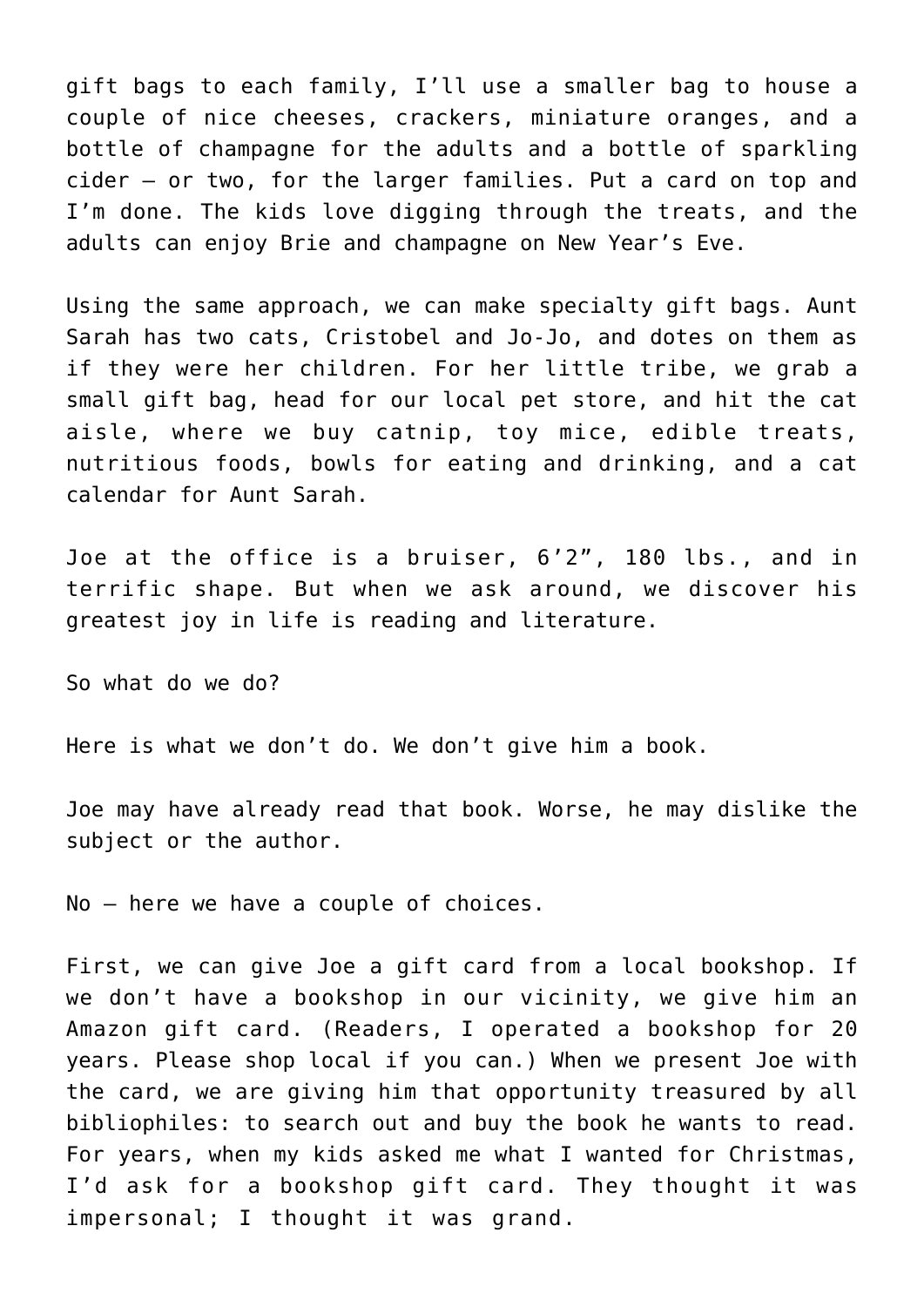gift bags to each family, I'll use a smaller bag to house a couple of nice cheeses, crackers, miniature oranges, and a bottle of champagne for the adults and a bottle of sparkling cider – or two, for the larger families. Put a card on top and I'm done. The kids love digging through the treats, and the adults can enjoy Brie and champagne on New Year's Eve.

Using the same approach, we can make specialty gift bags. Aunt Sarah has two cats, Cristobel and Jo-Jo, and dotes on them as if they were her children. For her little tribe, we grab a small gift bag, head for our local pet store, and hit the cat aisle, where we buy catnip, toy mice, edible treats, nutritious foods, bowls for eating and drinking, and a cat calendar for Aunt Sarah.

Joe at the office is a bruiser, 6'2", 180 lbs., and in terrific shape. But when we ask around, we discover his greatest joy in life is reading and literature.

So what do we do?

Here is what we don't do. We don't give him a book.

Joe may have already read that book. Worse, he may dislike the subject or the author.

No – here we have a couple of choices.

First, we can give Joe a gift card from a local bookshop. If we don't have a bookshop in our vicinity, we give him an Amazon gift card. (Readers, I operated a bookshop for 20 years. Please shop local if you can.) When we present Joe with the card, we are giving him that opportunity treasured by all bibliophiles: to search out and buy the book he wants to read. For years, when my kids asked me what I wanted for Christmas, I'd ask for a bookshop gift card. They thought it was impersonal; I thought it was grand.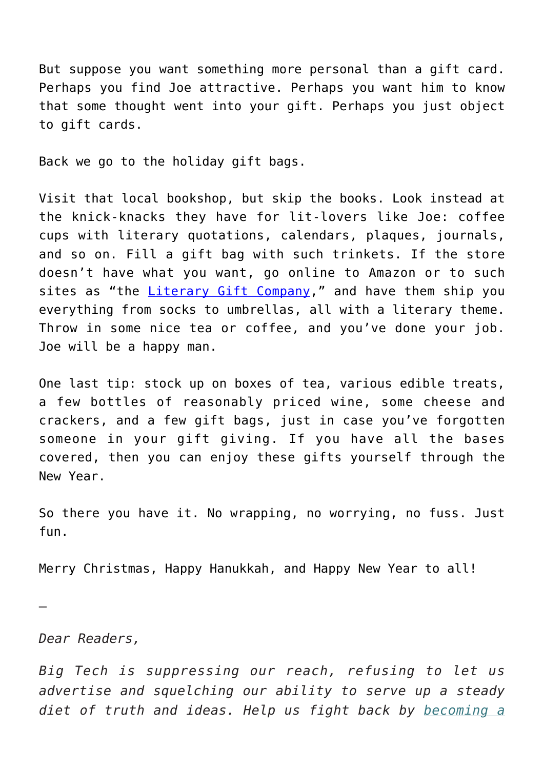But suppose you want something more personal than a gift card. Perhaps you find Joe attractive. Perhaps you want him to know that some thought went into your gift. Perhaps you just object to gift cards.

Back we go to the holiday gift bags.

Visit that local bookshop, but skip the books. Look instead at the knick-knacks they have for lit-lovers like Joe: coffee cups with literary quotations, calendars, plaques, journals, and so on. Fill a gift bag with such trinkets. If the store doesn't have what you want, go online to Amazon or to such sites as "the [Literary Gift Company](#)," and have them ship you everything from socks to umbrellas, all with a literary theme. Throw in some nice tea or coffee, and you've done your job. Joe will be a happy man.

One last tip: stock up on boxes of tea, various edible treats, a few bottles of reasonably priced wine, some cheese and crackers, and a few gift bags, just in case you've forgotten someone in your gift giving. If you have all the bases covered, then you can enjoy these gifts yourself through the New Year.

So there you have it. No wrapping, no worrying, no fuss. Just fun.

Merry Christmas, Happy Hanukkah, and Happy New Year to all!

—

*Dear Readers,*

*Big Tech is suppressing our reach, refusing to let us advertise and squelching our ability to serve up a steady diet of truth and ideas. Help us fight back by [becoming a](#)*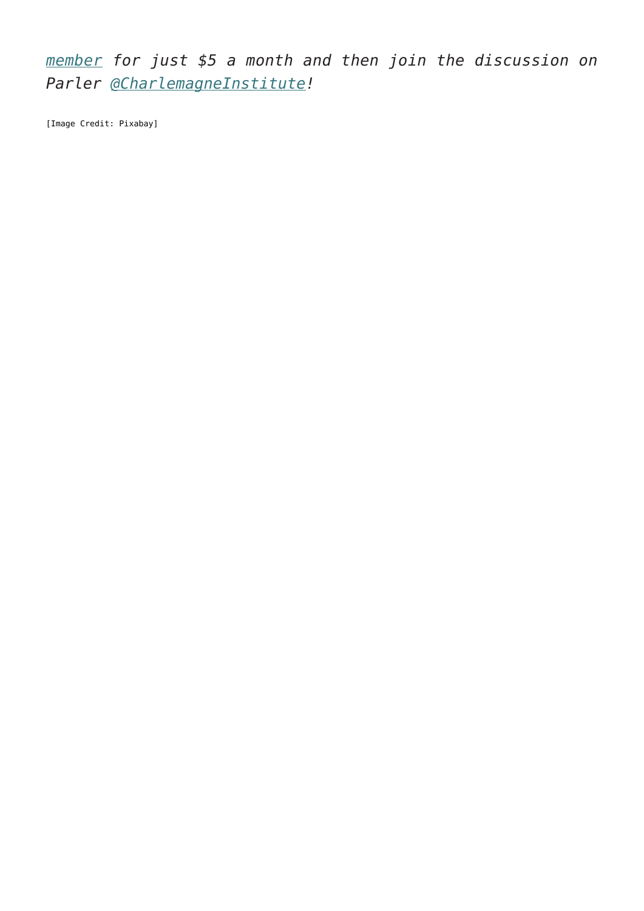*[member](#) for just $5 a month and then join the discussion on Parler [@CharlemagneInstitute](#)!*

[Image Credit: Pixabay]